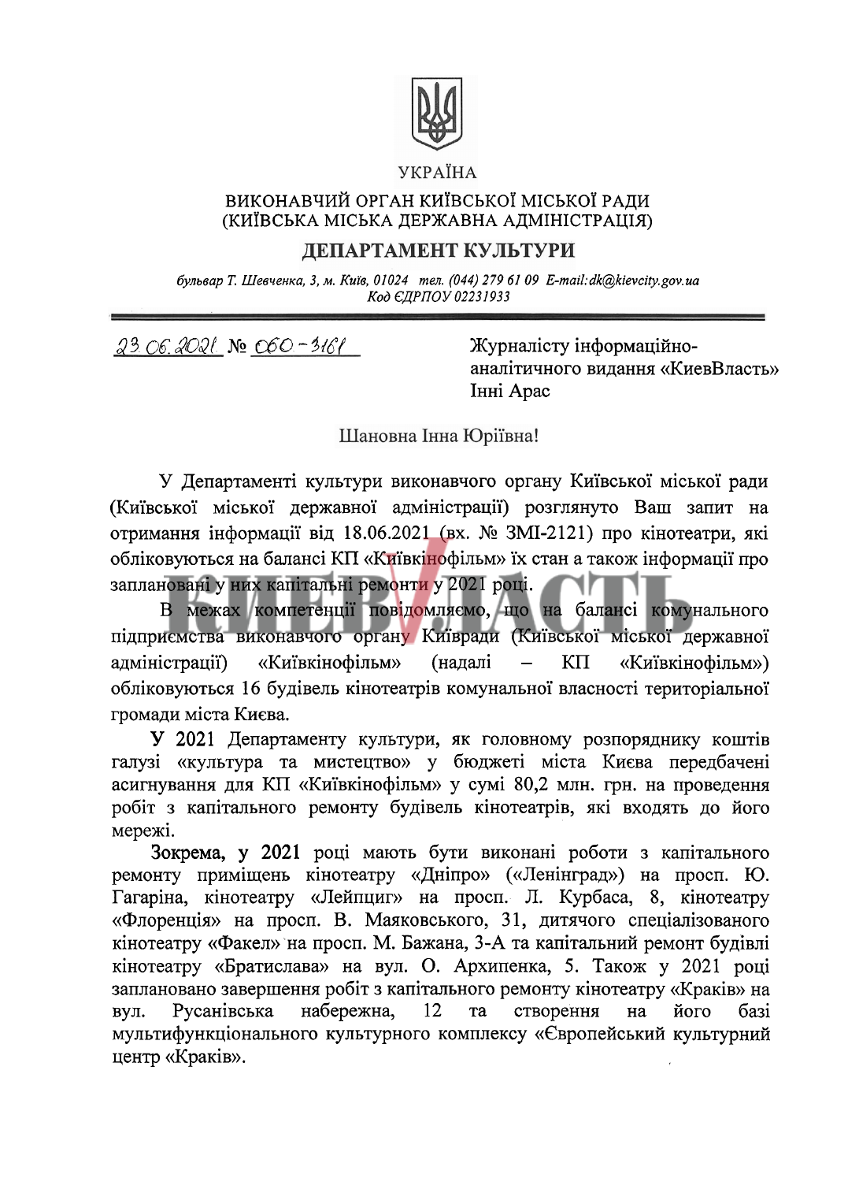УКРАЇНА

ВИКОНАВЧИЙ ОРГАН КИЇВСЬКОЇ МІСЬКОЇ РАДИ
(КИЇВСЬКА МІСЬКА ДЕРЖАВНА АДМІНІСТРАЦІЯ)

**ДЕПАРТАМЕНТ КУЛЬТУРИ**

*бульвар Т. Шевченка, 3, м. Київ, 01024 тел. (044) 279 61 09 E-mail:dk@kievcity.gov.ua*
*Код ЄДРПОУ 02231933*

23.06.2021 № 060-3161

Журналісту інформаційно-аналітичного видання «КиевВласть»
Інні Арас

Шановна Інна Юріївна!

У Департаменті культури виконавчого органу Київської міської ради (Київської міської державної адміністрації) розглянуто Ваш запит на отримання інформації від 18.06.2021 (вх. № ЗМІ-2121) про кінотеатри, які обліковуються на балансі КП «Київкінофільм» їх стан а також інформації про заплановані у них капітальні ремонти у 2021 році.

В межах компетенції повідомляємо, що на балансі комунального підприємства виконавчого органу Київради (Київської міської державної адміністрації) «Київкінофільм» (надалі – КП «Київкінофільм») обліковуються 16 будівель кінотеатрів комунальної власності територіальної громади міста Києва.

У 2021 Департаменту культури, як головному розпоряднику коштів галузі «культура та мистецтво» у бюджеті міста Києва передбачені асигнування для КП «Київкінофільм» у сумі 80,2 млн. грн. на проведення робіт з капітального ремонту будівель кінотеатрів, які входять до його мережі.

Зокрема, у 2021 році мають бути виконані роботи з капітального ремонту приміщень кінотеатру «Дніпро» («Ленінград») на просп. Ю. Гагаріна, кінотеатру «Лейпциг» на просп. Л. Курбаса, 8, кінотеатру «Флоренція» на просп. В. Маяковського, 31, дитячого спеціалізованого кінотеатру «Факел» на просп. М. Бажана, 3-А та капітальний ремонт будівлі кінотеатру «Братислава» на вул. О. Архипенка, 5. Також у 2021 році заплановано завершення робіт з капітального ремонту кінотеатру «Краків» на вул. Русанівська набережна, 12 та створення на його базі мультифункціонального культурного комплексу «Європейський культурний центр «Краків».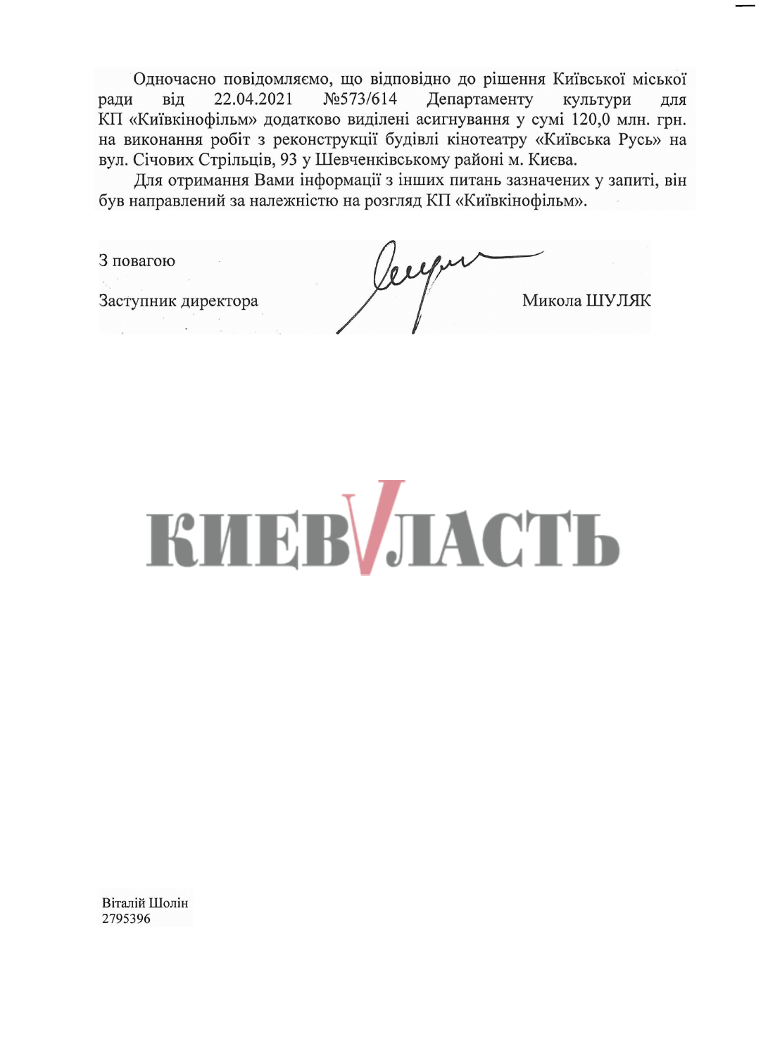Одночасно повідомляємо, що відповідно до рішення Київської міської ради від 22.04.2021 №573/614 Департаменту культури для КП «Київкінофільм» додатково виділені асигнування у сумі 120,0 млн. грн. на виконання робіт з реконструкції будівлі кінотеатру «Київська Русь» на вул. Січових Стрільців, 93 у Шевченківському районі м. Києва.

Для отримання Вами інформації з інших питань зазначених у запиті, він був направлений за належністю на розгляд КП «Київкінофільм».

З повагою

Заступник директора — Микола ШУЛЯК

Віталій Шолін
2795396